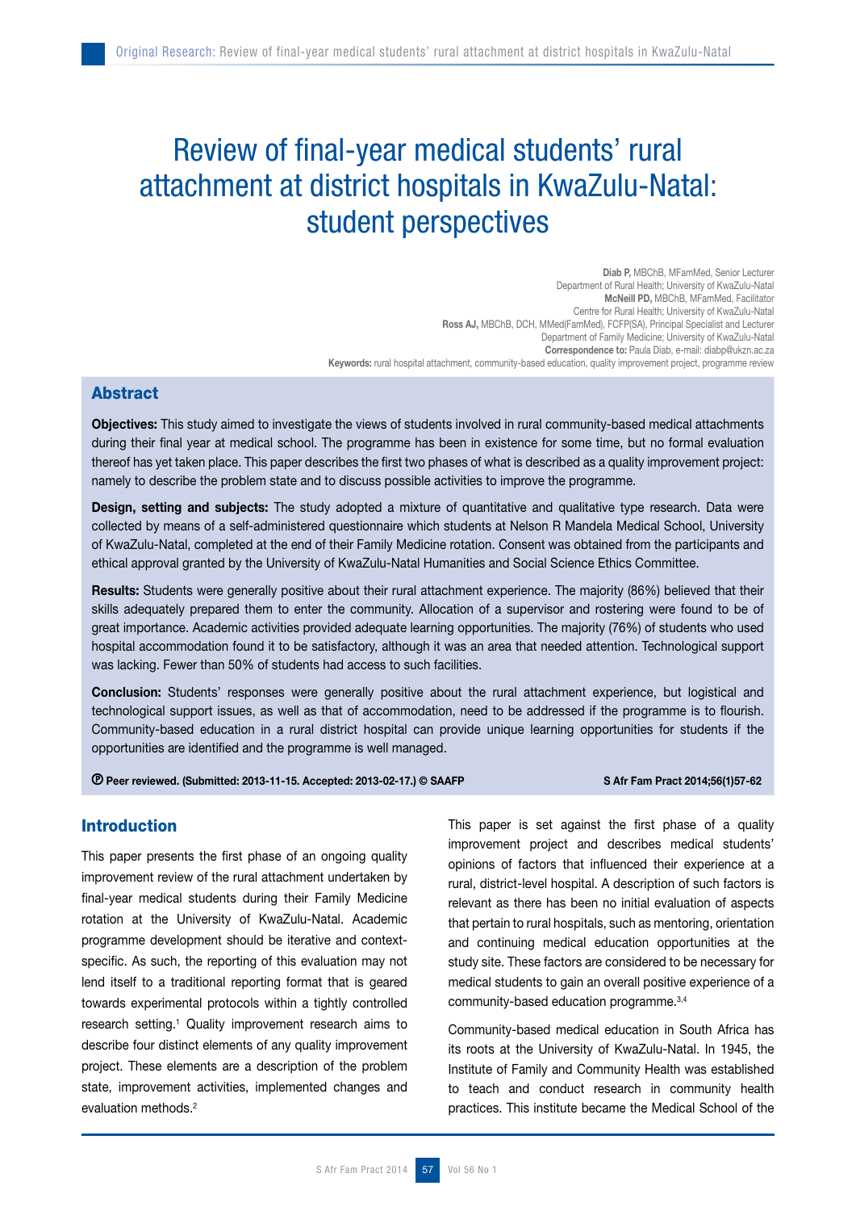# Review of final-year medical students' rural attachment at district hospitals in KwaZulu-Natal: student perspectives

**Diab P,** MBChB, MFamMed, Senior Lecturer
Department of Rural Health; University of KwaZulu-Natal
**McNeill PD,** MBChB, MFamMed, Facilitator
Centre for Rural Health; University of KwaZulu-Natal
**Ross AJ,** MBChB, DCH, MMed(FamMed), FCFP(SA), Principal Specialist and Lecturer
Department of Family Medicine; University of KwaZulu-Natal
**Correspondence to:** Paula Diab, e-mail: diabp@ukzn.ac.za
**Keywords:** rural hospital attachment, community-based education, quality improvement project, programme review

## Abstract

**Objectives:** This study aimed to investigate the views of students involved in rural community-based medical attachments during their final year at medical school. The programme has been in existence for some time, but no formal evaluation thereof has yet taken place. This paper describes the first two phases of what is described as a quality improvement project: namely to describe the problem state and to discuss possible activities to improve the programme.

**Design, setting and subjects:** The study adopted a mixture of quantitative and qualitative type research. Data were collected by means of a self-administered questionnaire which students at Nelson R Mandela Medical School, University of KwaZulu-Natal, completed at the end of their Family Medicine rotation. Consent was obtained from the participants and ethical approval granted by the University of KwaZulu-Natal Humanities and Social Science Ethics Committee.

**Results:** Students were generally positive about their rural attachment experience. The majority (86%) believed that their skills adequately prepared them to enter the community. Allocation of a supervisor and rostering were found to be of great importance. Academic activities provided adequate learning opportunities. The majority (76%) of students who used hospital accommodation found it to be satisfactory, although it was an area that needed attention. Technological support was lacking. Fewer than 50% of students had access to such facilities.

**Conclusion:** Students' responses were generally positive about the rural attachment experience, but logistical and technological support issues, as well as that of accommodation, need to be addressed if the programme is to flourish. Community-based education in a rural district hospital can provide unique learning opportunities for students if the opportunities are identified and the programme is well managed.

**Ⓟ Peer reviewed. (Submitted: 2013-11-15. Accepted: 2013-02-17.) © SAAFP** **S Afr Fam Pract 2014;56(1)57-62**

## Introduction

This paper presents the first phase of an ongoing quality improvement review of the rural attachment undertaken by final-year medical students during their Family Medicine rotation at the University of KwaZulu-Natal. Academic programme development should be iterative and context-specific. As such, the reporting of this evaluation may not lend itself to a traditional reporting format that is geared towards experimental protocols within a tightly controlled research setting.[1] Quality improvement research aims to describe four distinct elements of any quality improvement project. These elements are a description of the problem state, improvement activities, implemented changes and evaluation methods.[2]

This paper is set against the first phase of a quality improvement project and describes medical students' opinions of factors that influenced their experience at a rural, district-level hospital. A description of such factors is relevant as there has been no initial evaluation of aspects that pertain to rural hospitals, such as mentoring, orientation and continuing medical education opportunities at the study site. These factors are considered to be necessary for medical students to gain an overall positive experience of a community-based education programme.[3,4]

Community-based medical education in South Africa has its roots at the University of KwaZulu-Natal. In 1945, the Institute of Family and Community Health was established to teach and conduct research in community health practices. This institute became the Medical School of the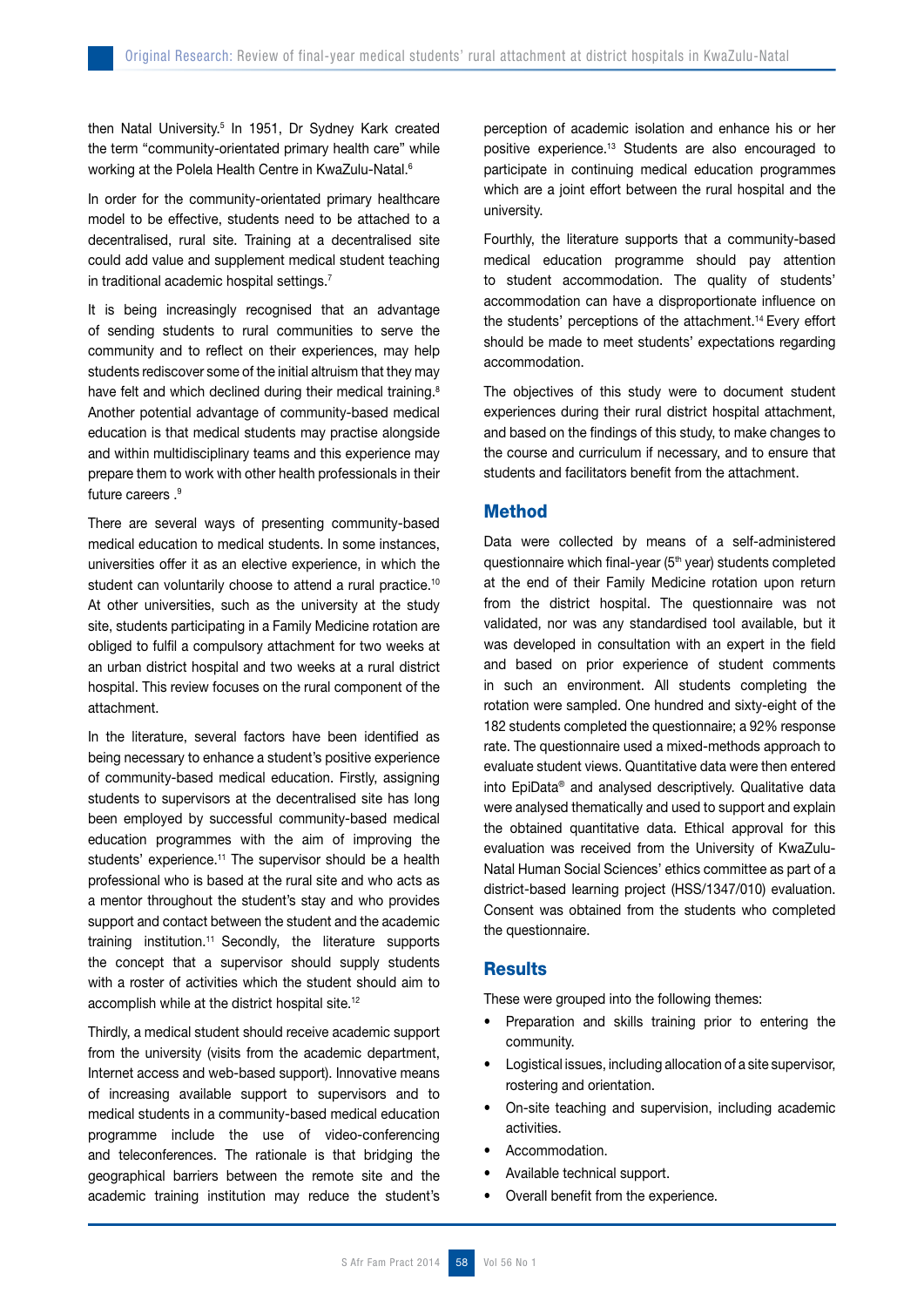then Natal University.[5] In 1951, Dr Sydney Kark created the term "community-orientated primary health care" while working at the Polela Health Centre in KwaZulu-Natal.[6]

In order for the community-orientated primary healthcare model to be effective, students need to be attached to a decentralised, rural site. Training at a decentralised site could add value and supplement medical student teaching in traditional academic hospital settings.[7]

It is being increasingly recognised that an advantage of sending students to rural communities to serve the community and to reflect on their experiences, may help students rediscover some of the initial altruism that they may have felt and which declined during their medical training.[8] Another potential advantage of community-based medical education is that medical students may practise alongside and within multidisciplinary teams and this experience may prepare them to work with other health professionals in their future careers .[9]

There are several ways of presenting community-based medical education to medical students. In some instances, universities offer it as an elective experience, in which the student can voluntarily choose to attend a rural practice.[10] At other universities, such as the university at the study site, students participating in a Family Medicine rotation are obliged to fulfil a compulsory attachment for two weeks at an urban district hospital and two weeks at a rural district hospital. This review focuses on the rural component of the attachment.

In the literature, several factors have been identified as being necessary to enhance a student's positive experience of community-based medical education. Firstly, assigning students to supervisors at the decentralised site has long been employed by successful community-based medical education programmes with the aim of improving the students' experience.[11] The supervisor should be a health professional who is based at the rural site and who acts as a mentor throughout the student's stay and who provides support and contact between the student and the academic training institution.[11] Secondly, the literature supports the concept that a supervisor should supply students with a roster of activities which the student should aim to accomplish while at the district hospital site.[12]

Thirdly, a medical student should receive academic support from the university (visits from the academic department, Internet access and web-based support). Innovative means of increasing available support to supervisors and to medical students in a community-based medical education programme include the use of video-conferencing and teleconferences. The rationale is that bridging the geographical barriers between the remote site and the academic training institution may reduce the student's perception of academic isolation and enhance his or her positive experience.[13] Students are also encouraged to participate in continuing medical education programmes which are a joint effort between the rural hospital and the university.

Fourthly, the literature supports that a community-based medical education programme should pay attention to student accommodation. The quality of students' accommodation can have a disproportionate influence on the students' perceptions of the attachment.[14] Every effort should be made to meet students' expectations regarding accommodation.

The objectives of this study were to document student experiences during their rural district hospital attachment, and based on the findings of this study, to make changes to the course and curriculum if necessary, and to ensure that students and facilitators benefit from the attachment.

## Method

Data were collected by means of a self-administered questionnaire which final-year (5th year) students completed at the end of their Family Medicine rotation upon return from the district hospital. The questionnaire was not validated, nor was any standardised tool available, but it was developed in consultation with an expert in the field and based on prior experience of student comments in such an environment. All students completing the rotation were sampled. One hundred and sixty-eight of the 182 students completed the questionnaire; a 92% response rate. The questionnaire used a mixed-methods approach to evaluate student views. Quantitative data were then entered into EpiData® and analysed descriptively. Qualitative data were analysed thematically and used to support and explain the obtained quantitative data. Ethical approval for this evaluation was received from the University of KwaZulu-Natal Human Social Sciences' ethics committee as part of a district-based learning project (HSS/1347/010) evaluation. Consent was obtained from the students who completed the questionnaire.

## Results

These were grouped into the following themes:

- Preparation and skills training prior to entering the community.
- Logistical issues, including allocation of a site supervisor, rostering and orientation.
- On-site teaching and supervision, including academic activities.
- Accommodation.
- Available technical support.
- Overall benefit from the experience.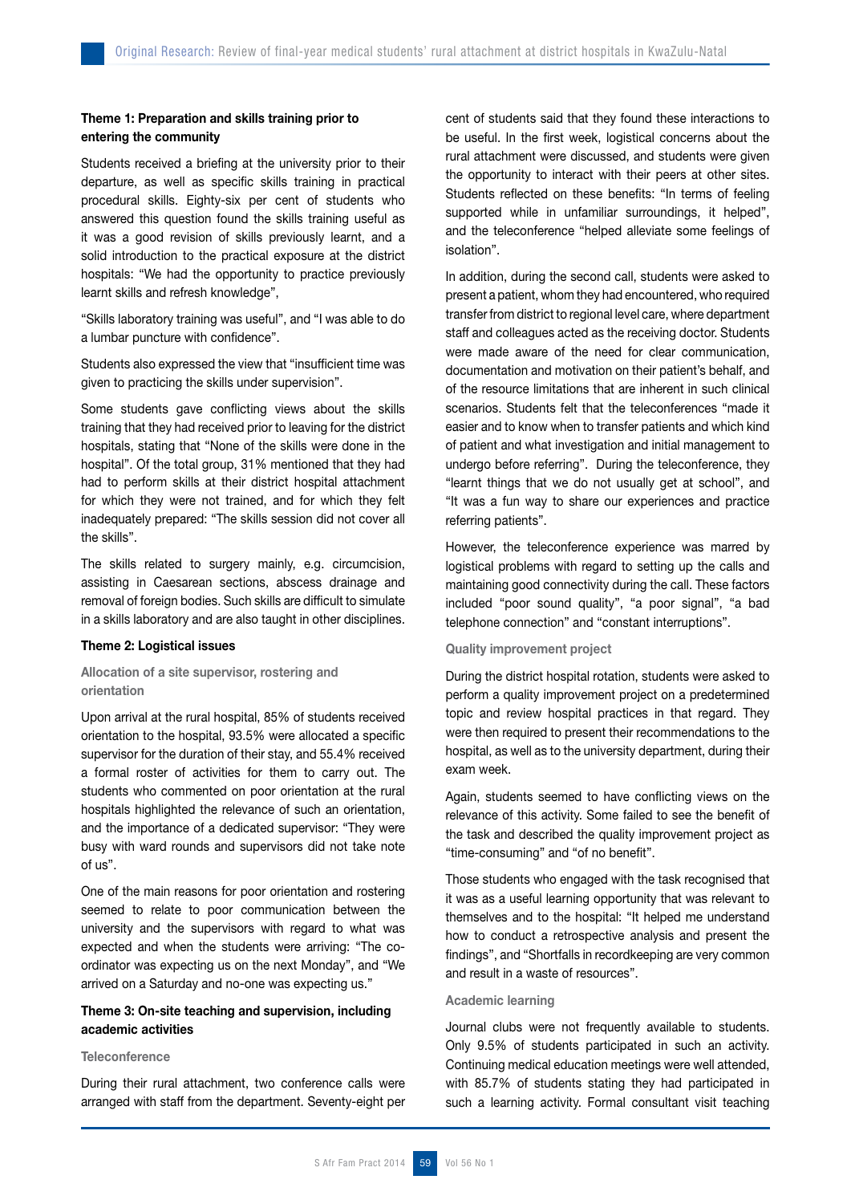### Theme 1: Preparation and skills training prior to entering the community

Students received a briefing at the university prior to their departure, as well as specific skills training in practical procedural skills. Eighty-six per cent of students who answered this question found the skills training useful as it was a good revision of skills previously learnt, and a solid introduction to the practical exposure at the district hospitals: "We had the opportunity to practice previously learnt skills and refresh knowledge",

"Skills laboratory training was useful", and "I was able to do a lumbar puncture with confidence".

Students also expressed the view that "insufficient time was given to practicing the skills under supervision".

Some students gave conflicting views about the skills training that they had received prior to leaving for the district hospitals, stating that "None of the skills were done in the hospital". Of the total group, 31% mentioned that they had had to perform skills at their district hospital attachment for which they were not trained, and for which they felt inadequately prepared: "The skills session did not cover all the skills".

The skills related to surgery mainly, e.g. circumcision, assisting in Caesarean sections, abscess drainage and removal of foreign bodies. Such skills are difficult to simulate in a skills laboratory and are also taught in other disciplines.

### Theme 2: Logistical issues

#### Allocation of a site supervisor, rostering and orientation

Upon arrival at the rural hospital, 85% of students received orientation to the hospital, 93.5% were allocated a specific supervisor for the duration of their stay, and 55.4% received a formal roster of activities for them to carry out. The students who commented on poor orientation at the rural hospitals highlighted the relevance of such an orientation, and the importance of a dedicated supervisor: "They were busy with ward rounds and supervisors did not take note of us".

One of the main reasons for poor orientation and rostering seemed to relate to poor communication between the university and the supervisors with regard to what was expected and when the students were arriving: "The co-ordinator was expecting us on the next Monday", and "We arrived on a Saturday and no-one was expecting us."

### Theme 3: On-site teaching and supervision, including academic activities

#### Teleconference

During their rural attachment, two conference calls were arranged with staff from the department. Seventy-eight per cent of students said that they found these interactions to be useful. In the first week, logistical concerns about the rural attachment were discussed, and students were given the opportunity to interact with their peers at other sites. Students reflected on these benefits: "In terms of feeling supported while in unfamiliar surroundings, it helped", and the teleconference "helped alleviate some feelings of isolation".

In addition, during the second call, students were asked to present a patient, whom they had encountered, who required transfer from district to regional level care, where department staff and colleagues acted as the receiving doctor. Students were made aware of the need for clear communication, documentation and motivation on their patient's behalf, and of the resource limitations that are inherent in such clinical scenarios. Students felt that the teleconferences "made it easier and to know when to transfer patients and which kind of patient and what investigation and initial management to undergo before referring". During the teleconference, they "learnt things that we do not usually get at school", and "It was a fun way to share our experiences and practice referring patients".

However, the teleconference experience was marred by logistical problems with regard to setting up the calls and maintaining good connectivity during the call. These factors included "poor sound quality", "a poor signal", "a bad telephone connection" and "constant interruptions".

#### Quality improvement project

During the district hospital rotation, students were asked to perform a quality improvement project on a predetermined topic and review hospital practices in that regard. They were then required to present their recommendations to the hospital, as well as to the university department, during their exam week.

Again, students seemed to have conflicting views on the relevance of this activity. Some failed to see the benefit of the task and described the quality improvement project as "time-consuming" and "of no benefit".

Those students who engaged with the task recognised that it was as a useful learning opportunity that was relevant to themselves and to the hospital: "It helped me understand how to conduct a retrospective analysis and present the findings", and "Shortfalls in recordkeeping are very common and result in a waste of resources".

#### Academic learning

Journal clubs were not frequently available to students. Only 9.5% of students participated in such an activity. Continuing medical education meetings were well attended, with 85.7% of students stating they had participated in such a learning activity. Formal consultant visit teaching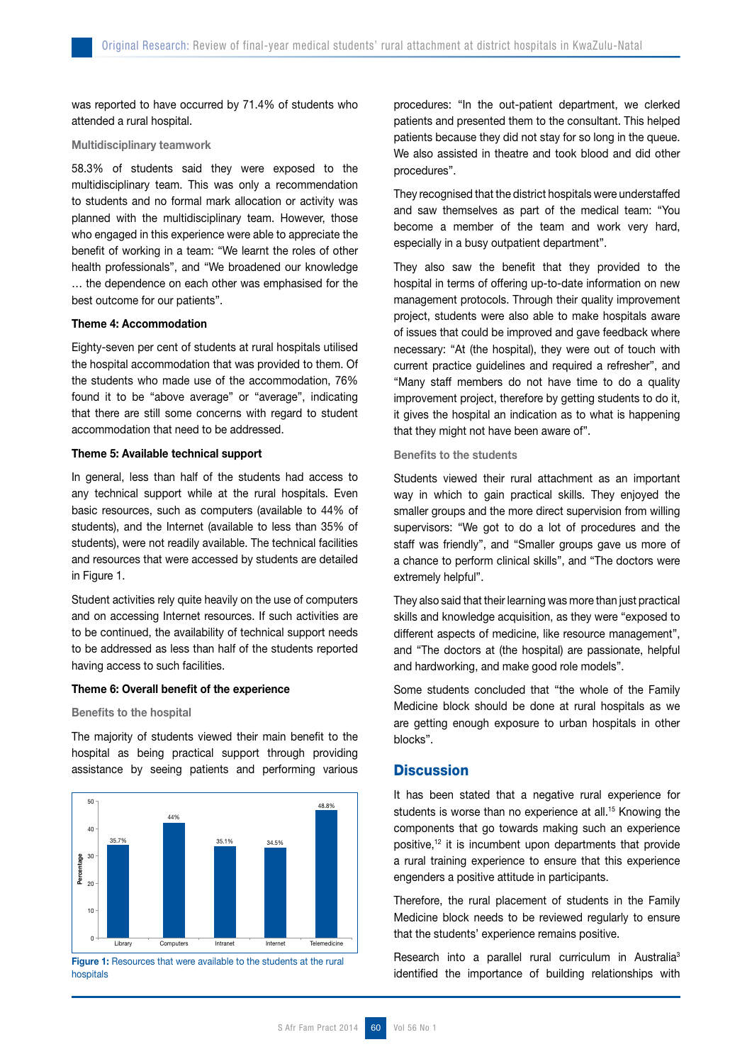was reported to have occurred by 71.4% of students who attended a rural hospital.

### Multidisciplinary teamwork

58.3% of students said they were exposed to the multidisciplinary team. This was only a recommendation to students and no formal mark allocation or activity was planned with the multidisciplinary team. However, those who engaged in this experience were able to appreciate the benefit of working in a team: "We learnt the roles of other health professionals", and "We broadened our knowledge … the dependence on each other was emphasised for the best outcome for our patients".

### Theme 4: Accommodation

Eighty-seven per cent of students at rural hospitals utilised the hospital accommodation that was provided to them. Of the students who made use of the accommodation, 76% found it to be "above average" or "average", indicating that there are still some concerns with regard to student accommodation that need to be addressed.

### Theme 5: Available technical support

In general, less than half of the students had access to any technical support while at the rural hospitals. Even basic resources, such as computers (available to 44% of students), and the Internet (available to less than 35% of students), were not readily available. The technical facilities and resources that were accessed by students are detailed in Figure 1.

Student activities rely quite heavily on the use of computers and on accessing Internet resources. If such activities are to be continued, the availability of technical support needs to be addressed as less than half of the students reported having access to such facilities.

### Theme 6: Overall benefit of the experience

#### Benefits to the hospital

The majority of students viewed their main benefit to the hospital as being practical support through providing assistance by seeing patients and performing various procedures: "In the out-patient department, we clerked patients and presented them to the consultant. This helped patients because they did not stay for so long in the queue. We also assisted in theatre and took blood and did other procedures".

| Resource | Percentage |
|---|---|
| Library | 35.7% |
| Computers | 44% |
| Intranet | 35.1% |
| Internet | 34.5% |
| Telemedicine | 48.8% |

**Figure 1:** Resources that were available to the students at the rural hospitals

They recognised that the district hospitals were understaffed and saw themselves as part of the medical team: "You become a member of the team and work very hard, especially in a busy outpatient department".

They also saw the benefit that they provided to the hospital in terms of offering up-to-date information on new management protocols. Through their quality improvement project, students were also able to make hospitals aware of issues that could be improved and gave feedback where necessary: "At (the hospital), they were out of touch with current practice guidelines and required a refresher", and "Many staff members do not have time to do a quality improvement project, therefore by getting students to do it, it gives the hospital an indication as to what is happening that they might not have been aware of".

#### Benefits to the students

Students viewed their rural attachment as an important way in which to gain practical skills. They enjoyed the smaller groups and the more direct supervision from willing supervisors: "We got to do a lot of procedures and the staff was friendly", and "Smaller groups gave us more of a chance to perform clinical skills", and "The doctors were extremely helpful".

They also said that their learning was more than just practical skills and knowledge acquisition, as they were "exposed to different aspects of medicine, like resource management", and "The doctors at (the hospital) are passionate, helpful and hardworking, and make good role models".

Some students concluded that "the whole of the Family Medicine block should be done at rural hospitals as we are getting enough exposure to urban hospitals in other blocks".

## Discussion

It has been stated that a negative rural experience for students is worse than no experience at all.[15] Knowing the components that go towards making such an experience positive,[12] it is incumbent upon departments that provide a rural training experience to ensure that this experience engenders a positive attitude in participants.

Therefore, the rural placement of students in the Family Medicine block needs to be reviewed regularly to ensure that the students' experience remains positive.

Research into a parallel rural curriculum in Australia[3] identified the importance of building relationships with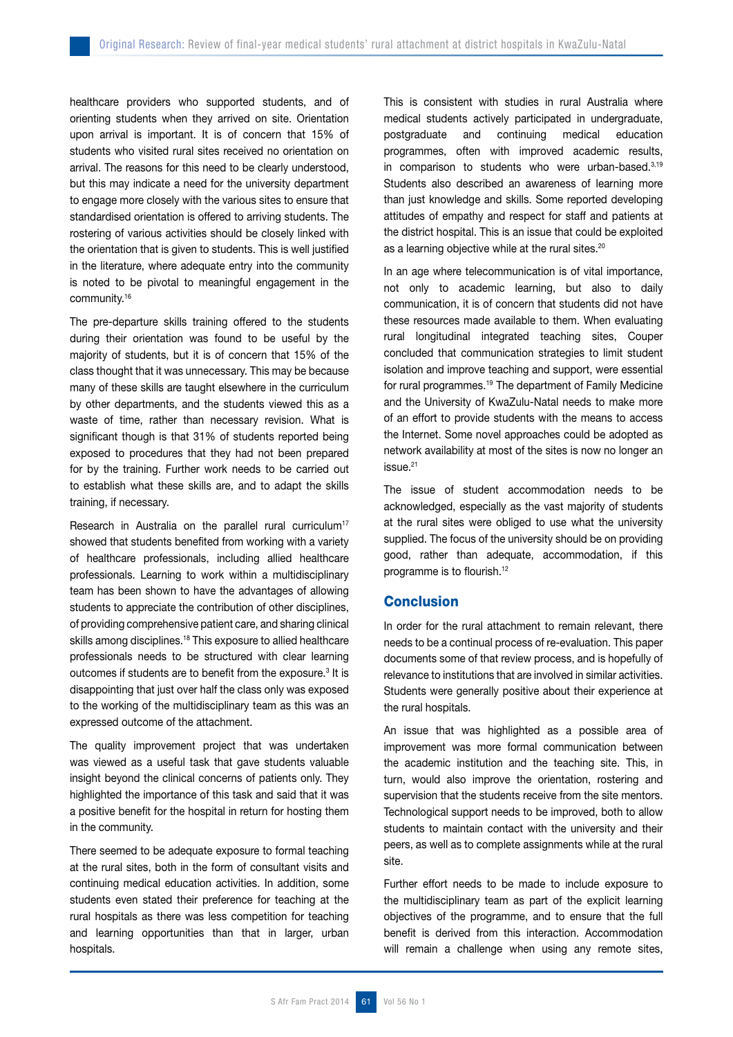healthcare providers who supported students, and of orienting students when they arrived on site. Orientation upon arrival is important. It is of concern that 15% of students who visited rural sites received no orientation on arrival. The reasons for this need to be clearly understood, but this may indicate a need for the university department to engage more closely with the various sites to ensure that standardised orientation is offered to arriving students. The rostering of various activities should be closely linked with the orientation that is given to students. This is well justified in the literature, where adequate entry into the community is noted to be pivotal to meaningful engagement in the community.[16]

The pre-departure skills training offered to the students during their orientation was found to be useful by the majority of students, but it is of concern that 15% of the class thought that it was unnecessary. This may be because many of these skills are taught elsewhere in the curriculum by other departments, and the students viewed this as a waste of time, rather than necessary revision. What is significant though is that 31% of students reported being exposed to procedures that they had not been prepared for by the training. Further work needs to be carried out to establish what these skills are, and to adapt the skills training, if necessary.

Research in Australia on the parallel rural curriculum[17] showed that students benefited from working with a variety of healthcare professionals, including allied healthcare professionals. Learning to work within a multidisciplinary team has been shown to have the advantages of allowing students to appreciate the contribution of other disciplines, of providing comprehensive patient care, and sharing clinical skills among disciplines.[18] This exposure to allied healthcare professionals needs to be structured with clear learning outcomes if students are to benefit from the exposure.[3] It is disappointing that just over half the class only was exposed to the working of the multidisciplinary team as this was an expressed outcome of the attachment.

The quality improvement project that was undertaken was viewed as a useful task that gave students valuable insight beyond the clinical concerns of patients only. They highlighted the importance of this task and said that it was a positive benefit for the hospital in return for hosting them in the community.

There seemed to be adequate exposure to formal teaching at the rural sites, both in the form of consultant visits and continuing medical education activities. In addition, some students even stated their preference for teaching at the rural hospitals as there was less competition for teaching and learning opportunities than that in larger, urban hospitals.

This is consistent with studies in rural Australia where medical students actively participated in undergraduate, postgraduate and continuing medical education programmes, often with improved academic results, in comparison to students who were urban-based.[3,19] Students also described an awareness of learning more than just knowledge and skills. Some reported developing attitudes of empathy and respect for staff and patients at the district hospital. This is an issue that could be exploited as a learning objective while at the rural sites.[20]

In an age where telecommunication is of vital importance, not only to academic learning, but also to daily communication, it is of concern that students did not have these resources made available to them. When evaluating rural longitudinal integrated teaching sites, Couper concluded that communication strategies to limit student isolation and improve teaching and support, were essential for rural programmes.[19] The department of Family Medicine and the University of KwaZulu-Natal needs to make more of an effort to provide students with the means to access the Internet. Some novel approaches could be adopted as network availability at most of the sites is now no longer an issue.[21]

The issue of student accommodation needs to be acknowledged, especially as the vast majority of students at the rural sites were obliged to use what the university supplied. The focus of the university should be on providing good, rather than adequate, accommodation, if this programme is to flourish.[12]

## Conclusion

In order for the rural attachment to remain relevant, there needs to be a continual process of re-evaluation. This paper documents some of that review process, and is hopefully of relevance to institutions that are involved in similar activities. Students were generally positive about their experience at the rural hospitals.

An issue that was highlighted as a possible area of improvement was more formal communication between the academic institution and the teaching site. This, in turn, would also improve the orientation, rostering and supervision that the students receive from the site mentors. Technological support needs to be improved, both to allow students to maintain contact with the university and their peers, as well as to complete assignments while at the rural site.

Further effort needs to be made to include exposure to the multidisciplinary team as part of the explicit learning objectives of the programme, and to ensure that the full benefit is derived from this interaction. Accommodation will remain a challenge when using any remote sites,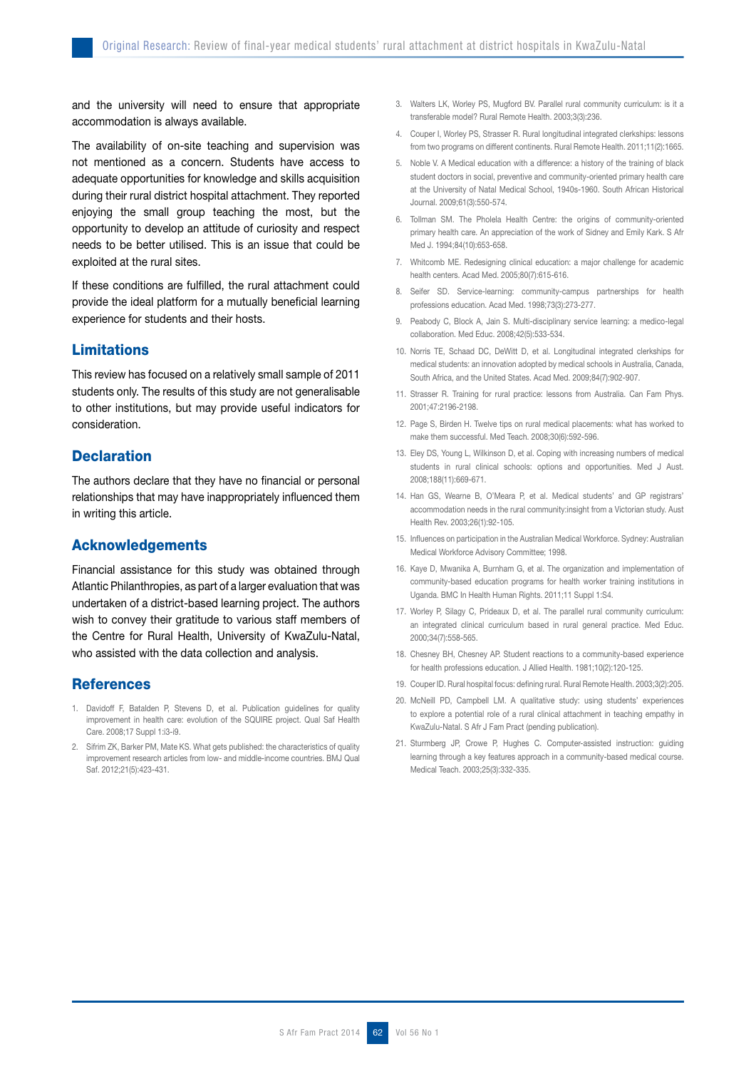and the university will need to ensure that appropriate accommodation is always available.

The availability of on-site teaching and supervision was not mentioned as a concern. Students have access to adequate opportunities for knowledge and skills acquisition during their rural district hospital attachment. They reported enjoying the small group teaching the most, but the opportunity to develop an attitude of curiosity and respect needs to be better utilised. This is an issue that could be exploited at the rural sites.

If these conditions are fulfilled, the rural attachment could provide the ideal platform for a mutually beneficial learning experience for students and their hosts.

## Limitations

This review has focused on a relatively small sample of 2011 students only. The results of this study are not generalisable to other institutions, but may provide useful indicators for consideration.

## Declaration

The authors declare that they have no financial or personal relationships that may have inappropriately influenced them in writing this article.

## Acknowledgements

Financial assistance for this study was obtained through Atlantic Philanthropies, as part of a larger evaluation that was undertaken of a district-based learning project. The authors wish to convey their gratitude to various staff members of the Centre for Rural Health, University of KwaZulu-Natal, who assisted with the data collection and analysis.

## References

1. Davidoff F, Batalden P, Stevens D, et al. Publication guidelines for quality improvement in health care: evolution of the SQUIRE project. Qual Saf Health Care. 2008;17 Suppl 1:i3-i9.
2. Sifrim ZK, Barker PM, Mate KS. What gets published: the characteristics of quality improvement research articles from low- and middle-income countries. BMJ Qual Saf. 2012;21(5):423-431.
3. Walters LK, Worley PS, Mugford BV. Parallel rural community curriculum: is it a transferable model? Rural Remote Health. 2003;3(3):236.
4. Couper I, Worley PS, Strasser R. Rural longitudinal integrated clerkships: lessons from two programs on different continents. Rural Remote Health. 2011;11(2):1665.
5. Noble V. A Medical education with a difference: a history of the training of black student doctors in social, preventive and community-oriented primary health care at the University of Natal Medical School, 1940s-1960. South African Historical Journal. 2009;61(3):550-574.
6. Tollman SM. The Pholela Health Centre: the origins of community-oriented primary health care. An appreciation of the work of Sidney and Emily Kark. S Afr Med J. 1994;84(10):653-658.
7. Whitcomb ME. Redesigning clinical education: a major challenge for academic health centers. Acad Med. 2005;80(7):615-616.
8. Seifer SD. Service-learning: community-campus partnerships for health professions education. Acad Med. 1998;73(3):273-277.
9. Peabody C, Block A, Jain S. Multi-disciplinary service learning: a medico-legal collaboration. Med Educ. 2008;42(5):533-534.
10. Norris TE, Schaad DC, DeWitt D, et al. Longitudinal integrated clerkships for medical students: an innovation adopted by medical schools in Australia, Canada, South Africa, and the United States. Acad Med. 2009;84(7):902-907.
11. Strasser R. Training for rural practice: lessons from Australia. Can Fam Phys. 2001;47:2196-2198.
12. Page S, Birden H. Twelve tips on rural medical placements: what has worked to make them successful. Med Teach. 2008;30(6):592-596.
13. Eley DS, Young L, Wilkinson D, et al. Coping with increasing numbers of medical students in rural clinical schools: options and opportunities. Med J Aust. 2008;188(11):669-671.
14. Han GS, Wearne B, O'Meara P, et al. Medical students' and GP registrars' accommodation needs in the rural community:insight from a Victorian study. Aust Health Rev. 2003;26(1):92-105.
15. Influences on participation in the Australian Medical Workforce. Sydney: Australian Medical Workforce Advisory Committee; 1998.
16. Kaye D, Mwanika A, Burnham G, et al. The organization and implementation of community-based education programs for health worker training institutions in Uganda. BMC In Health Human Rights. 2011;11 Suppl 1:S4.
17. Worley P, Silagy C, Prideaux D, et al. The parallel rural community curriculum: an integrated clinical curriculum based in rural general practice. Med Educ. 2000;34(7):558-565.
18. Chesney BH, Chesney AP. Student reactions to a community-based experience for health professions education. J Allied Health. 1981;10(2):120-125.
19. Couper ID. Rural hospital focus: defining rural. Rural Remote Health. 2003;3(2):205.
20. McNeill PD, Campbell LM. A qualitative study: using students' experiences to explore a potential role of a rural clinical attachment in teaching empathy in KwaZulu-Natal. S Afr J Fam Pract (pending publication).
21. Sturmberg JP, Crowe P, Hughes C. Computer-assisted instruction: guiding learning through a key features approach in a community-based medical course. Medical Teach. 2003;25(3):332-335.